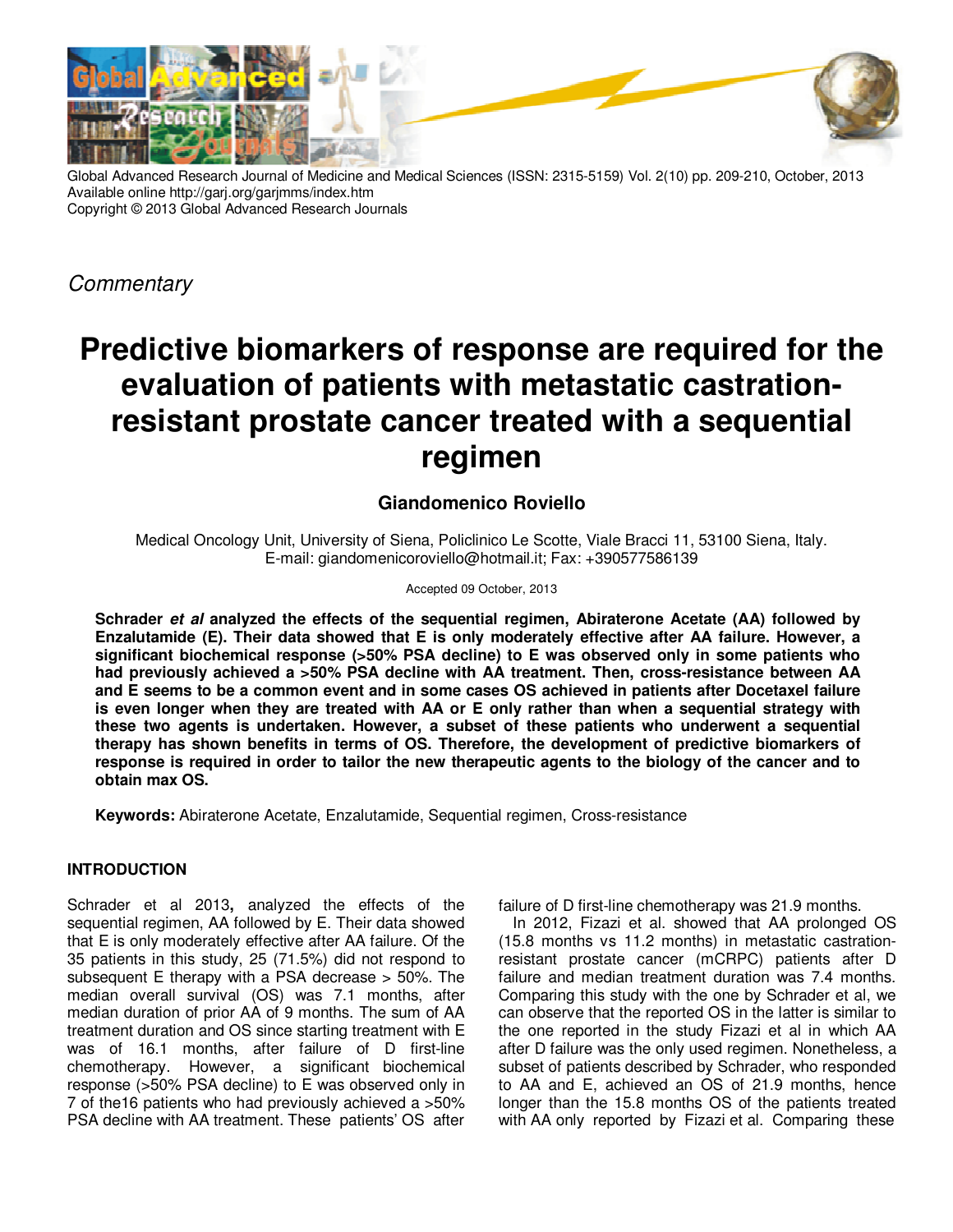Global Advanced Research Journal of Medicine and Medical Sciences (ISSN: 2315-5159) Vol. 2(10) pp. 209-210, October, 2013
Available online http://garj.org/garjmms/index.htm
Copyright © 2013 Global Advanced Research Journals

*Commentary*

# Predictive biomarkers of response are required for the evaluation of patients with metastatic castration-resistant prostate cancer treated with a sequential regimen

**Giandomenico Roviello**

Medical Oncology Unit, University of Siena, Policlinico Le Scotte, Viale Bracci 11, 53100 Siena, Italy.
E-mail: giandomenicoroviello@hotmail.it; Fax: +390577586139

Accepted 09 October, 2013

**Schrader *et al* analyzed the effects of the sequential regimen, Abiraterone Acetate (AA) followed by Enzalutamide (E). Their data showed that E is only moderately effective after AA failure. However, a significant biochemical response (>50% PSA decline) to E was observed only in some patients who had previously achieved a >50% PSA decline with AA treatment. Then, cross-resistance between AA and E seems to be a common event and in some cases OS achieved in patients after Docetaxel failure is even longer when they are treated with AA or E only rather than when a sequential strategy with these two agents is undertaken. However, a subset of these patients who underwent a sequential therapy has shown benefits in terms of OS. Therefore, the development of predictive biomarkers of response is required in order to tailor the new therapeutic agents to the biology of the cancer and to obtain max OS.**

**Keywords:** Abiraterone Acetate, Enzalutamide, Sequential regimen, Cross-resistance

## INTRODUCTION

Schrader et al 2013**,** analyzed the effects of the sequential regimen, AA followed by E. Their data showed that E is only moderately effective after AA failure. Of the 35 patients in this study, 25 (71.5%) did not respond to subsequent E therapy with a PSA decrease > 50%. The median overall survival (OS) was 7.1 months, after median duration of prior AA of 9 months. The sum of AA treatment duration and OS since starting treatment with E was of 16.1 months, after failure of D first-line chemotherapy. However, a significant biochemical response (>50% PSA decline) to E was observed only in 7 of the16 patients who had previously achieved a >50% PSA decline with AA treatment. These patients' OS after failure of D first-line chemotherapy was 21.9 months.

In 2012, Fizazi et al. showed that AA prolonged OS (15.8 months vs 11.2 months) in metastatic castration-resistant prostate cancer (mCRPC) patients after D failure and median treatment duration was 7.4 months. Comparing this study with the one by Schrader et al, we can observe that the reported OS in the latter is similar to the one reported in the study Fizazi et al in which AA after D failure was the only used regimen. Nonetheless, a subset of patients described by Schrader, who responded to AA and E, achieved an OS of 21.9 months, hence longer than the 15.8 months OS of the patients treated with AA only reported by Fizazi et al. Comparing these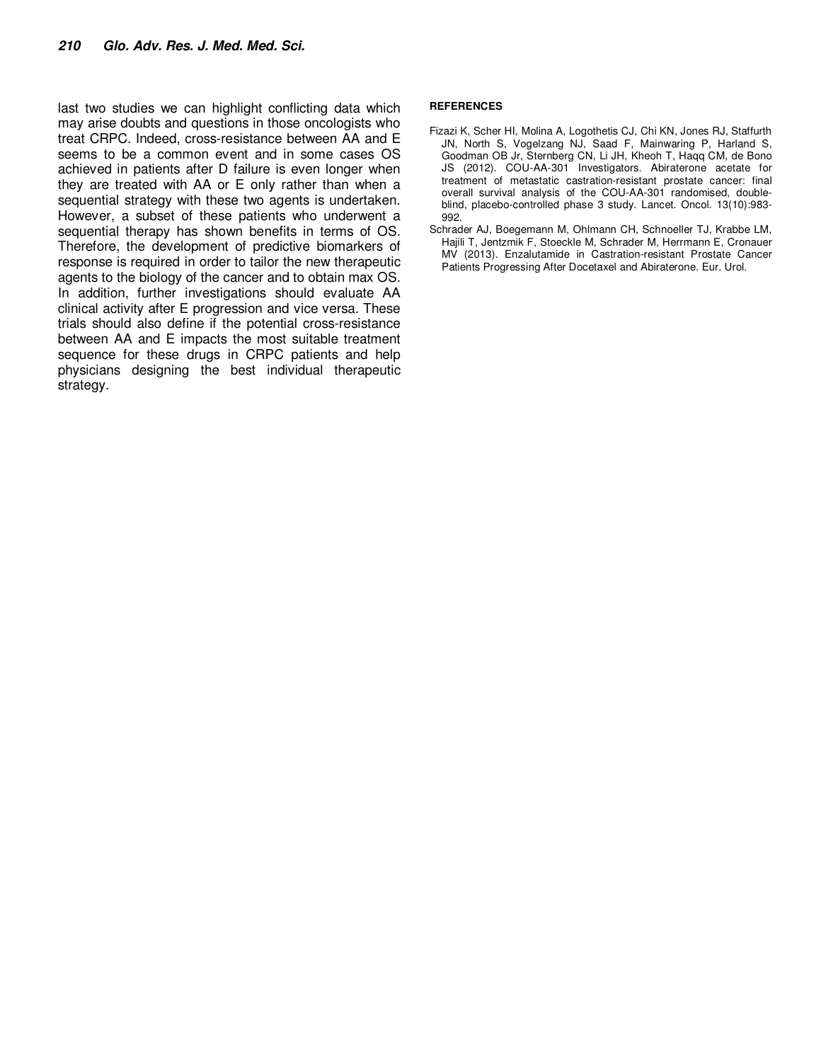last two studies we can highlight conflicting data which may arise doubts and questions in those oncologists who treat CRPC. Indeed, cross-resistance between AA and E seems to be a common event and in some cases OS achieved in patients after D failure is even longer when they are treated with AA or E only rather than when a sequential strategy with these two agents is undertaken. However, a subset of these patients who underwent a sequential therapy has shown benefits in terms of OS. Therefore, the development of predictive biomarkers of response is required in order to tailor the new therapeutic agents to the biology of the cancer and to obtain max OS. In addition, further investigations should evaluate AA clinical activity after E progression and vice versa. These trials should also define if the potential cross-resistance between AA and E impacts the most suitable treatment sequence for these drugs in CRPC patients and help physicians designing the best individual therapeutic strategy.

## REFERENCES

Fizazi K, Scher HI, Molina A, Logothetis CJ, Chi KN, Jones RJ, Staffurth JN, North S, Vogelzang NJ, Saad F, Mainwaring P, Harland S, Goodman OB Jr, Sternberg CN, Li JH, Kheoh T, Haqq CM, de Bono JS (2012). COU-AA-301 Investigators. Abiraterone acetate for treatment of metastatic castration-resistant prostate cancer: final overall survival analysis of the COU-AA-301 randomised, double-blind, placebo-controlled phase 3 study. Lancet. Oncol. 13(10):983-992.

Schrader AJ, Boegemann M, Ohlmann CH, Schnoeller TJ, Krabbe LM, Hajili T, Jentzmik F, Stoeckle M, Schrader M, Herrmann E, Cronauer MV (2013). Enzalutamide in Castration-resistant Prostate Cancer Patients Progressing After Docetaxel and Abiraterone. Eur. Urol.